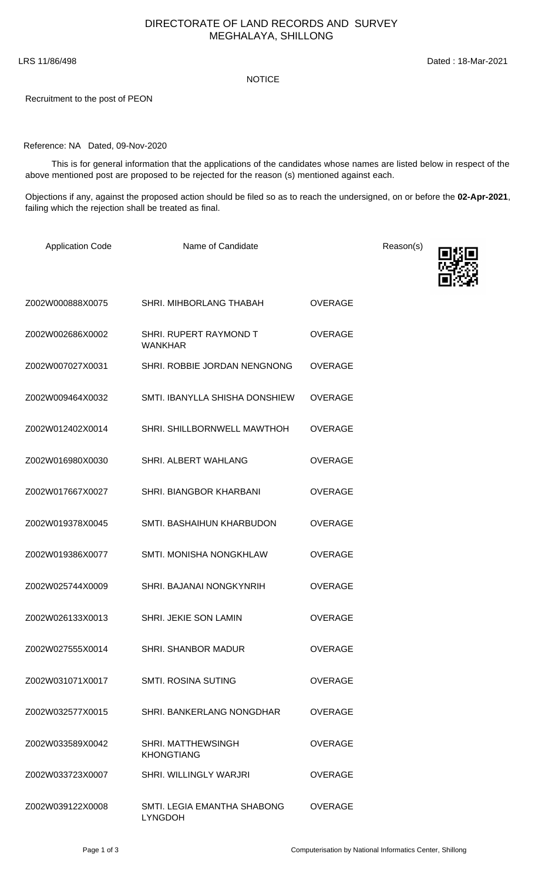# DIRECTORATE OF LAND RECORDS AND SURVEY MEGHALAYA, SHILLONG

LRS 11/86/498 Dated : 18-Mar-2021

NOTICE

Recruitment to the post of PEON

Reference: NA Dated, 09-Nov-2020

This is for general information that the applications of the candidates whose names are listed below in respect of the above mentioned post are proposed to be rejected for the reason (s) mentioned against each.

Objections if any, against the proposed action should be filed so as to reach the undersigned, on or before the **02-Apr-2021**, failing which the rejection shall be treated as final.

| Application Code | Name of Candidate | Reason(s) |
|---|---|---|
| Z002W000888X0075 | SHRI. MIHBORLANG THABAH | OVERAGE |
| Z002W002686X0002 | SHRI. RUPERT RAYMOND T WANKHAR | OVERAGE |
| Z002W007027X0031 | SHRI. ROBBIE JORDAN NENGNONG | OVERAGE |
| Z002W009464X0032 | SMTI. IBANYLLA SHISHA DONSHIEW | OVERAGE |
| Z002W012402X0014 | SHRI. SHILLBORNWELL MAWTHOH | OVERAGE |
| Z002W016980X0030 | SHRI. ALBERT WAHLANG | OVERAGE |
| Z002W017667X0027 | SHRI. BIANGBOR KHARBANI | OVERAGE |
| Z002W019378X0045 | SMTI. BASHAIHUN KHARBUDON | OVERAGE |
| Z002W019386X0077 | SMTI. MONISHA NONGKHLAW | OVERAGE |
| Z002W025744X0009 | SHRI. BAJANAI NONGKYNRIH | OVERAGE |
| Z002W026133X0013 | SHRI. JEKIE SON LAMIN | OVERAGE |
| Z002W027555X0014 | SHRI. SHANBOR MADUR | OVERAGE |
| Z002W031071X0017 | SMTI. ROSINA SUTING | OVERAGE |
| Z002W032577X0015 | SHRI. BANKERLANG NONGDHAR | OVERAGE |
| Z002W033589X0042 | SHRI. MATTHEWSINGH KHONGTIANG | OVERAGE |
| Z002W033723X0007 | SHRI. WILLINGLY WARJRI | OVERAGE |
| Z002W039122X0008 | SMTI. LEGIA EMANTHA SHABONG LYNGDOH | OVERAGE |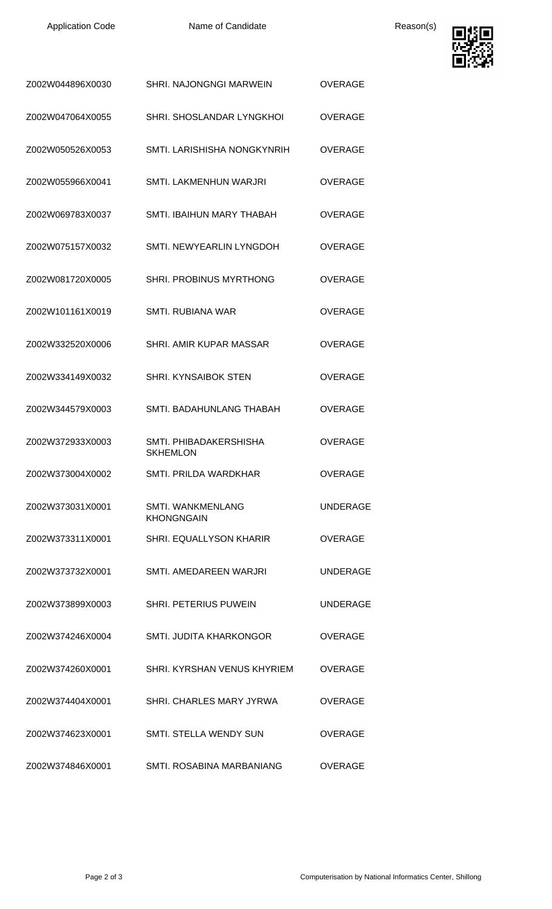| Application Code | Name of Candidate | Reason(s) |
|---|---|---|
| Z002W044896X0030 | SHRI. NAJONGNGI MARWEIN | OVERAGE |
| Z002W047064X0055 | SHRI. SHOSLANDAR LYNGKHOI | OVERAGE |
| Z002W050526X0053 | SMTI. LARISHISHA NONGKYNRIH | OVERAGE |
| Z002W055966X0041 | SMTI. LAKMENHUN WARJRI | OVERAGE |
| Z002W069783X0037 | SMTI. IBAIHUN MARY THABAH | OVERAGE |
| Z002W075157X0032 | SMTI. NEWYEARLIN LYNGDOH | OVERAGE |
| Z002W081720X0005 | SHRI. PROBINUS MYRTHONG | OVERAGE |
| Z002W101161X0019 | SMTI. RUBIANA WAR | OVERAGE |
| Z002W332520X0006 | SHRI. AMIR KUPAR MASSAR | OVERAGE |
| Z002W334149X0032 | SHRI. KYNSAIBOK STEN | OVERAGE |
| Z002W344579X0003 | SMTI. BADAHUNLANG THABAH | OVERAGE |
| Z002W372933X0003 | SMTI. PHIBADAKERSHISHA SKHEMLON | OVERAGE |
| Z002W373004X0002 | SMTI. PRILDA WARDKHAR | OVERAGE |
| Z002W373031X0001 | SMTI. WANKMENLANG KHONGNGAIN | UNDERAGE |
| Z002W373311X0001 | SHRI. EQUALLYSON KHARIR | OVERAGE |
| Z002W373732X0001 | SMTI. AMEDAREEN WARJRI | UNDERAGE |
| Z002W373899X0003 | SHRI. PETERIUS PUWEIN | UNDERAGE |
| Z002W374246X0004 | SMTI. JUDITA KHARKONGOR | OVERAGE |
| Z002W374260X0001 | SHRI. KYRSHAN VENUS KHYRIEM | OVERAGE |
| Z002W374404X0001 | SHRI. CHARLES MARY JYRWA | OVERAGE |
| Z002W374623X0001 | SMTI. STELLA WENDY SUN | OVERAGE |
| Z002W374846X0001 | SMTI. ROSABINA MARBANIANG | OVERAGE |

Computerisation by National Informatics Center, Shillong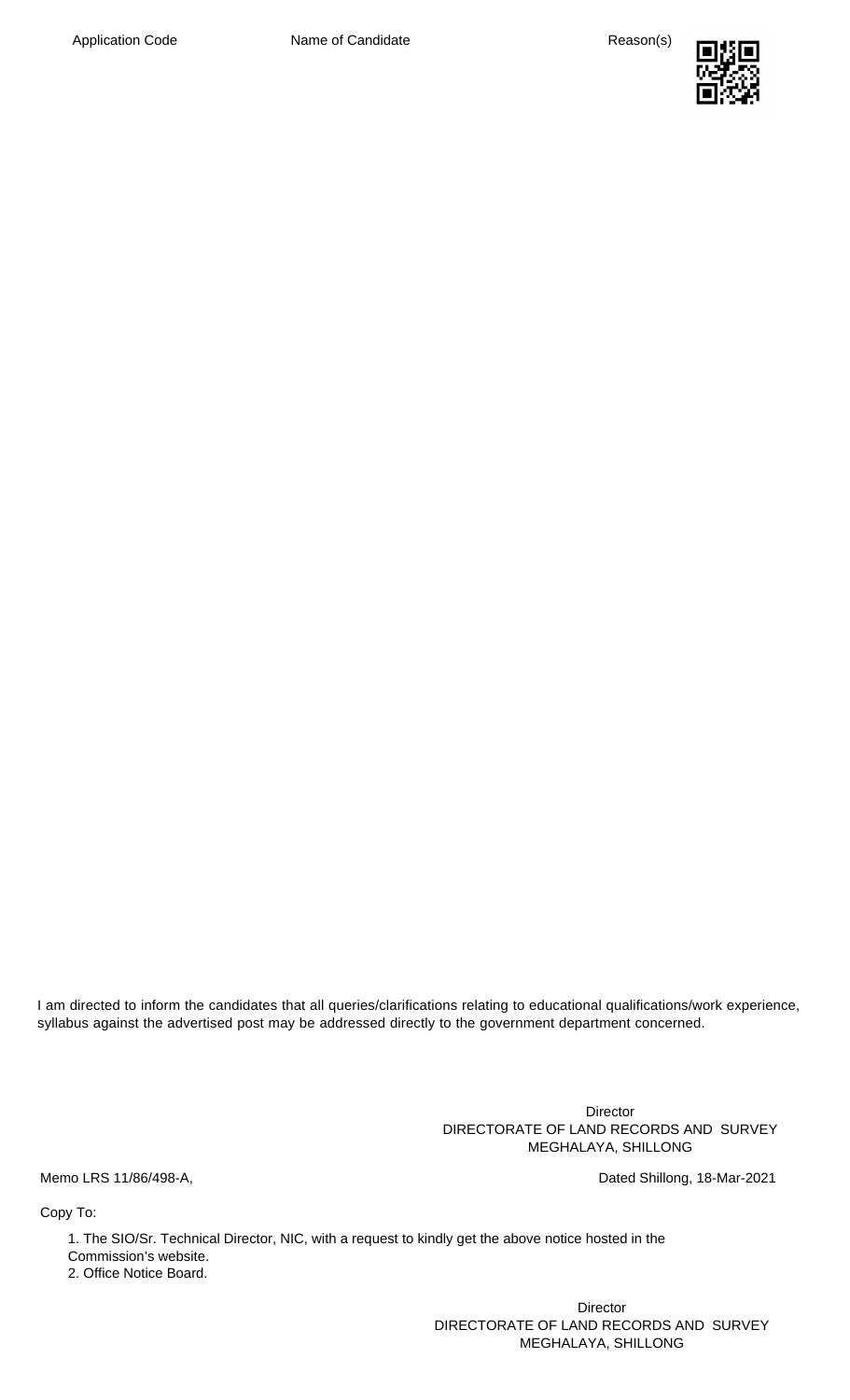| Application Code | Name of Candidate | Reason(s) |
| --- | --- | --- |

I am directed to inform the candidates that all queries/clarifications relating to educational qualifications/work experience, syllabus against the advertised post may be addressed directly to the government department concerned.

Director
DIRECTORATE OF LAND RECORDS AND SURVEY
MEGHALAYA, SHILLONG

Memo LRS 11/86/498-A,

Dated Shillong, 18-Mar-2021

Copy To:

1. The SIO/Sr. Technical Director, NIC, with a request to kindly get the above notice hosted in the Commission's website.
2. Office Notice Board.

Director
DIRECTORATE OF LAND RECORDS AND SURVEY
MEGHALAYA, SHILLONG